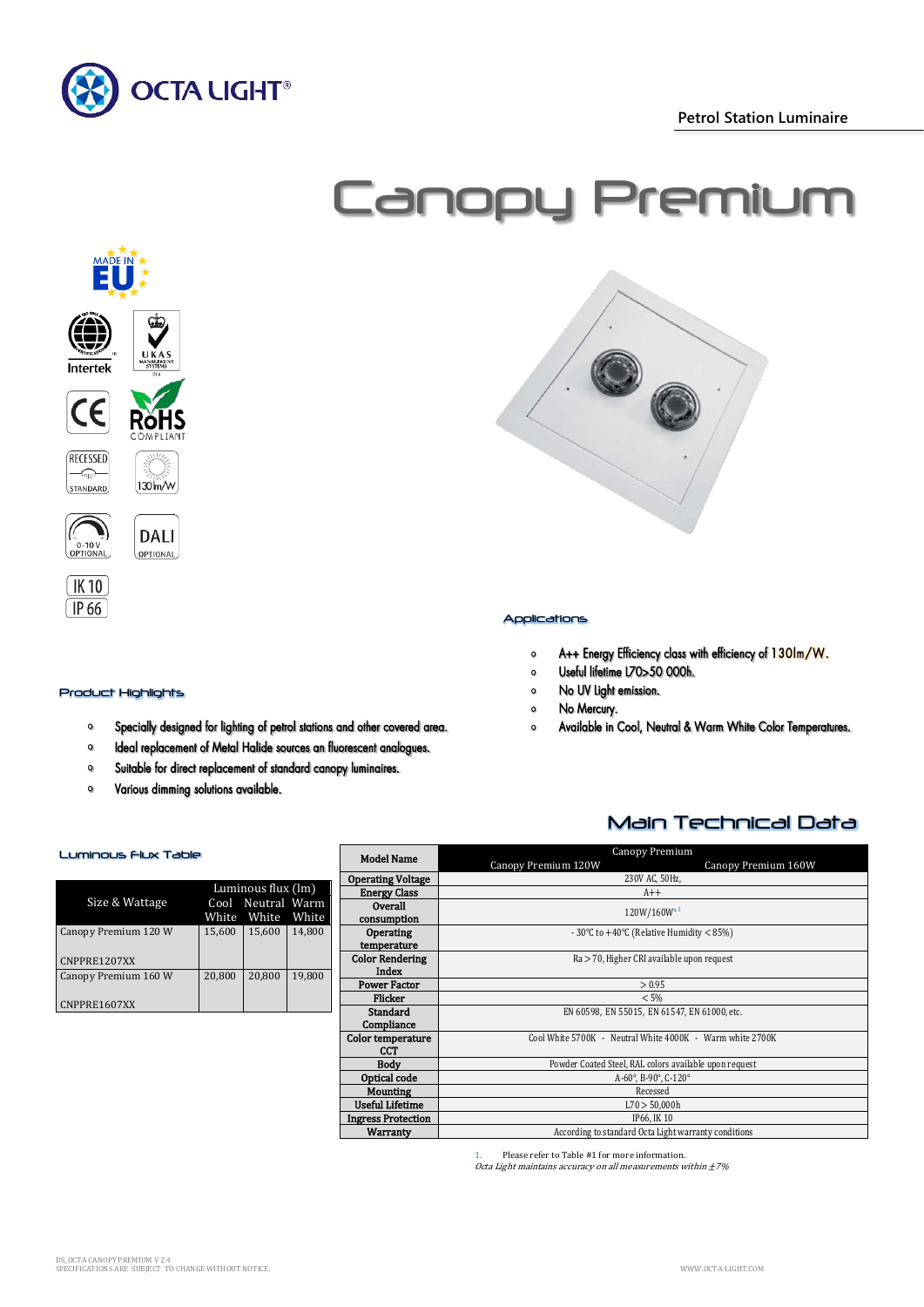Petrol Station Luminaire

# Canopy Premium

## Applications

- A++ Energy Efficiency class with efficiency of 130lm/W.
- Useful lifetime L70>50 000h.
- No UV Light emission.
- No Mercury.
- Available in Cool, Neutral & Warm White Color Temperatures.

## Product Highlights

- Specially designed for lighting of petrol stations and other covered area.
- Ideal replacement of Metal Halide sources an fluorescent analogues.
- Suitable for direct replacement of standard canopy luminaires.
- Various dimming solutions available.

## Main Technical Data

### Luminous Flux Table

| Size & Wattage | Luminous flux (lm) | | |
|---|---|---|---|
| | Cool White | Neutral White | Warm White |
| Canopy Premium 120 W<br>CNPPRE1207XX | 15,600 | 15,600 | 14,800 |
| Canopy Premium 160 W<br>CNPPRE1607XX | 20,800 | 20,800 | 19,800 |

| Model Name | Canopy Premium 120W | Canopy Premium 160W |
|---|---|---|
| Operating Voltage | 230V AC, 50Hz, | |
| Energy Class | A++ | |
| Overall consumption | 120W/160W*[1] | |
| Operating temperature | - 30°C to +40°C (Relative Humidity < 85%) | |
| Color Rendering Index | Ra > 70, Higher CRI available upon request | |
| Power Factor | > 0.95 | |
| Flicker | < 5% | |
| Standard Compliance | EN 60598, EN 55015, EN 61547, EN 61000, etc. | |
| Color temperature CCT | Cool White 5700K - Neutral White 4000K - Warm white 2700K | |
| Body | Powder Coated Steel, RAL colors available upon request | |
| Optical code | A-60°, B-90°, C-120° | |
| Mounting | Recessed | |
| Useful Lifetime | L70 > 50,000h | |
| Ingress Protection | IP66, IK 10 | |
| Warranty | According to standard Octa Light warranty conditions | |

1. Please refer to Table #1 for more information.

*Octa Light maintains accuracy on all measurements within ±7%*

DS_OCTA CANOPY PREMIUM V 2.4
SPECIFICATIONS ARE SUBJECT TO CHANGE WITHOUT NOTICE.

WWW.OCTA-LIGHT.COM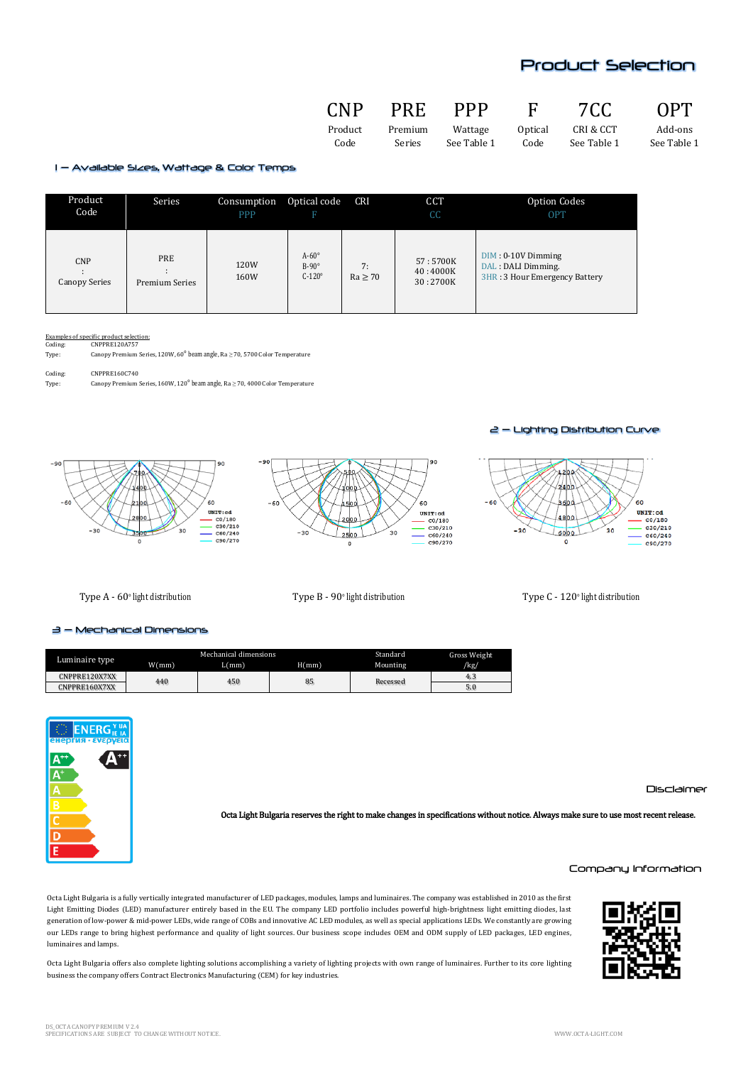# Product Selection

| CNP | PRE | PPP | F | 7CC | OPT |
|---|---|---|---|---|---|
| Product Code | Premium Series | Wattage See Table 1 | Optical Code | CRI & CCT See Table 1 | Add-ons See Table 1 |

## 1 – Available Sizes, Wattage & Color Temps

| Product Code | Series | Consumption PPP | Optical code F | CRI | CCT CC | Option Codes OPT |
|---|---|---|---|---|---|---|
| CNP : Canopy Series | PRE : Premium Series | 120W 160W | A-60° B-90° C-120° | 7: Ra ≥ 70 | 57 : 5700K 40 : 4000K 30 : 2700K | DIM : 0-10V Dimming DAL : DALI Dimming. 3HR : 3 Hour Emergency Battery |

Examples of specific product selection:

Coding: CNPPRE120A757
Type: Canopy Premium Series, 120W, 60° beam angle, Ra ≥ 70, 5700 Color Temperature

Coding: CNPPRE160C740
Type: Canopy Premium Series, 160W, 120° beam angle, Ra ≥ 70, 4000 Color Temperature

## 2 – Lighting Distribution Curve

-90 90 -60 60 -30 30 0
700 1400 2100 2800 3500
UNIT: cd
C0/180
C30/210
C60/240
C90/270

Type A - 60° light distribution

-90 90 -60 60 -30 30 0
500 1000 1500 2000 2500
UNIT: cd
C0/180
C30/210
C60/240
C90/270

Type B - 90° light distribution

-60 60 -30 30 0
1200 2400 3600 4800 6000
UNIT: cd
C0/180
C30/210
C60/240
C90/270

Type C - 120° light distribution

## 3 – Mechanical Dimensions

| Luminaire type | Mechanical dimensions W(mm) | L(mm) | H(mm) | Standard Mounting | Gross Weight /kg/ |
|---|---|---|---|---|---|
| CNPPRE120X7XX | 440 | 450 | 85 | Recessed | 4.3 |
| CNPPRE160X7XX | 440 | 450 | 85 | Recessed | 5.0 |

ENERGY IE IA
енергия · ενεργεια
A++
A++
A+
A
B
C
D
E

### Disclaimer

**Octa Light Bulgaria reserves the right to make changes in specifications without notice. Always make sure to use most recent release.**

### Company Information

Octa Light Bulgaria is a fully vertically integrated manufacturer of LED packages, modules, lamps and luminaires. The company was established in 2010 as the first Light Emitting Diodes (LED) manufacturer entirely based in the EU. The company LED portfolio includes powerful high-brightness light emitting diodes, last generation of low-power & mid-power LEDs, wide range of COBs and innovative AC LED modules, as well as special applications LEDs. We constantly are growing our LEDs range to bring highest performance and quality of light sources. Our business scope includes OEM and ODM supply of LED packages, LED engines, luminaires and lamps.

Octa Light Bulgaria offers also complete lighting solutions accomplishing a variety of lighting projects with own range of luminaires. Further to its core lighting business the company offers Contract Electronics Manufacturing (CEM) for key industries.

DS_OCTA CANOPY PREMIUM V 2.4
SPECIFICATIONS ARE SUBJECT TO CHANGE WITHOUT NOTICE.

WWW.OCTA-LIGHT.COM